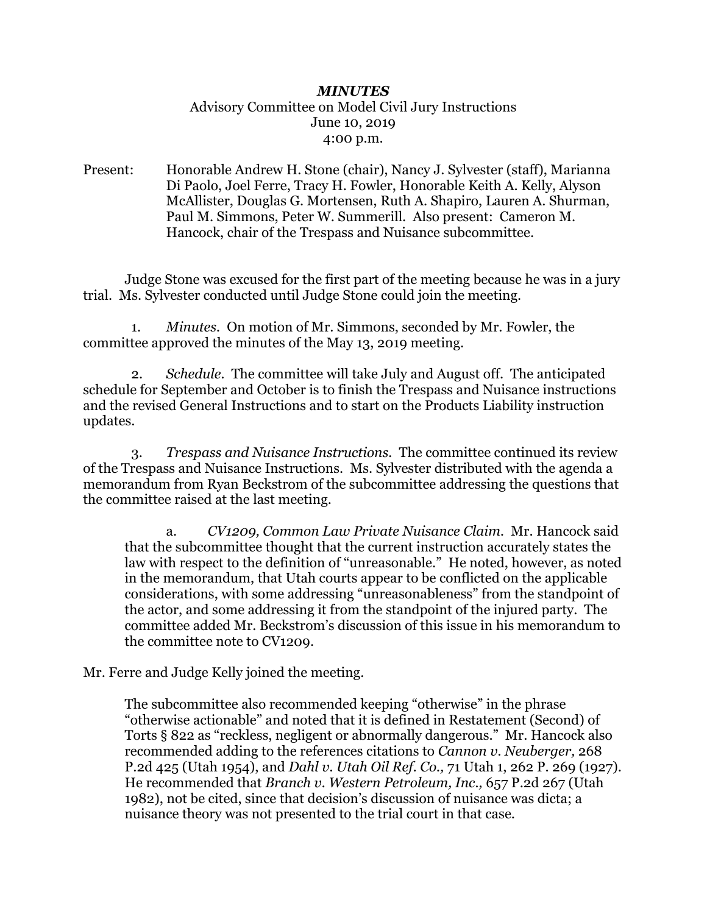***MINUTES***

Advisory Committee on Model Civil Jury Instructions
June 10, 2019
4:00 p.m.

Present: Honorable Andrew H. Stone (chair), Nancy J. Sylvester (staff), Marianna Di Paolo, Joel Ferre, Tracy H. Fowler, Honorable Keith A. Kelly, Alyson McAllister, Douglas G. Mortensen, Ruth A. Shapiro, Lauren A. Shurman, Paul M. Simmons, Peter W. Summerill. Also present: Cameron M. Hancock, chair of the Trespass and Nuisance subcommittee.

Judge Stone was excused for the first part of the meeting because he was in a jury trial. Ms. Sylvester conducted until Judge Stone could join the meeting.

1. *Minutes*. On motion of Mr. Simmons, seconded by Mr. Fowler, the committee approved the minutes of the May 13, 2019 meeting.

2. *Schedule*. The committee will take July and August off. The anticipated schedule for September and October is to finish the Trespass and Nuisance instructions and the revised General Instructions and to start on the Products Liability instruction updates.

3. *Trespass and Nuisance Instructions*. The committee continued its review of the Trespass and Nuisance Instructions. Ms. Sylvester distributed with the agenda a memorandum from Ryan Beckstrom of the subcommittee addressing the questions that the committee raised at the last meeting.

a. *CV1209, Common Law Private Nuisance Claim*. Mr. Hancock said that the subcommittee thought that the current instruction accurately states the law with respect to the definition of "unreasonable." He noted, however, as noted in the memorandum, that Utah courts appear to be conflicted on the applicable considerations, with some addressing "unreasonableness" from the standpoint of the actor, and some addressing it from the standpoint of the injured party. The committee added Mr. Beckstrom's discussion of this issue in his memorandum to the committee note to CV1209.

Mr. Ferre and Judge Kelly joined the meeting.

The subcommittee also recommended keeping "otherwise" in the phrase "otherwise actionable" and noted that it is defined in Restatement (Second) of Torts § 822 as "reckless, negligent or abnormally dangerous." Mr. Hancock also recommended adding to the references citations to *Cannon v. Neuberger,* 268 P.2d 425 (Utah 1954), and *Dahl v. Utah Oil Ref. Co.,* 71 Utah 1, 262 P. 269 (1927). He recommended that *Branch v. Western Petroleum, Inc.,* 657 P.2d 267 (Utah 1982), not be cited, since that decision's discussion of nuisance was dicta; a nuisance theory was not presented to the trial court in that case.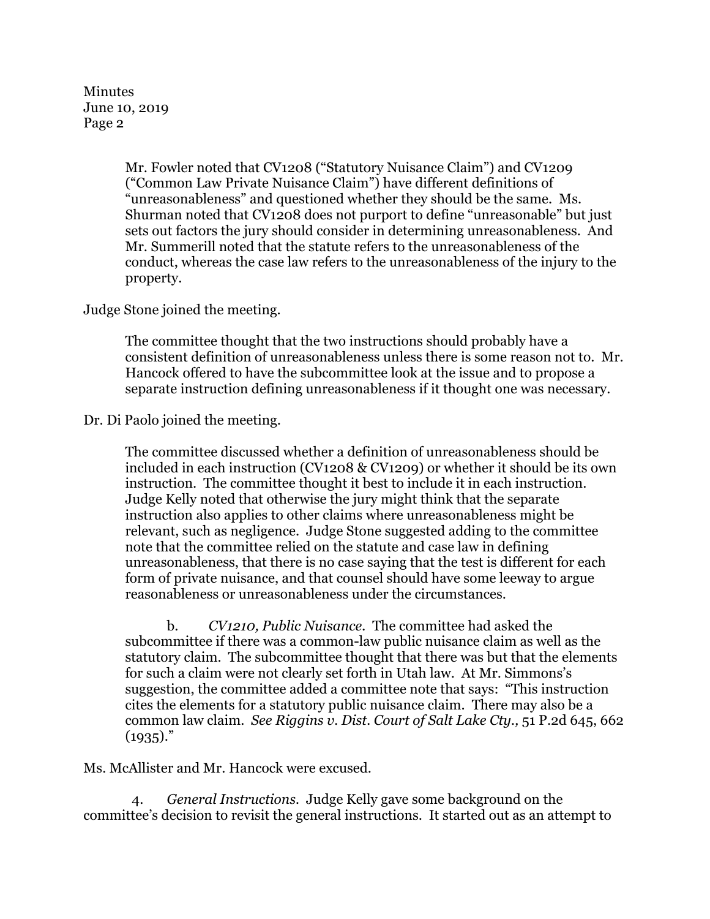Mr. Fowler noted that CV1208 ("Statutory Nuisance Claim") and CV1209 ("Common Law Private Nuisance Claim") have different definitions of "unreasonableness" and questioned whether they should be the same. Ms. Shurman noted that CV1208 does not purport to define "unreasonable" but just sets out factors the jury should consider in determining unreasonableness. And Mr. Summerill noted that the statute refers to the unreasonableness of the conduct, whereas the case law refers to the unreasonableness of the injury to the property.

Judge Stone joined the meeting.

The committee thought that the two instructions should probably have a consistent definition of unreasonableness unless there is some reason not to. Mr. Hancock offered to have the subcommittee look at the issue and to propose a separate instruction defining unreasonableness if it thought one was necessary.

Dr. Di Paolo joined the meeting.

The committee discussed whether a definition of unreasonableness should be included in each instruction (CV1208 & CV1209) or whether it should be its own instruction. The committee thought it best to include it in each instruction. Judge Kelly noted that otherwise the jury might think that the separate instruction also applies to other claims where unreasonableness might be relevant, such as negligence. Judge Stone suggested adding to the committee note that the committee relied on the statute and case law in defining unreasonableness, that there is no case saying that the test is different for each form of private nuisance, and that counsel should have some leeway to argue reasonableness or unreasonableness under the circumstances.

b. *CV1210, Public Nuisance.* The committee had asked the subcommittee if there was a common-law public nuisance claim as well as the statutory claim. The subcommittee thought that there was but that the elements for such a claim were not clearly set forth in Utah law. At Mr. Simmons's suggestion, the committee added a committee note that says: "This instruction cites the elements for a statutory public nuisance claim. There may also be a common law claim. *See Riggins v. Dist. Court of Salt Lake Cty.,* 51 P.2d 645, 662 (1935)."

Ms. McAllister and Mr. Hancock were excused.

4. *General Instructions.* Judge Kelly gave some background on the committee's decision to revisit the general instructions. It started out as an attempt to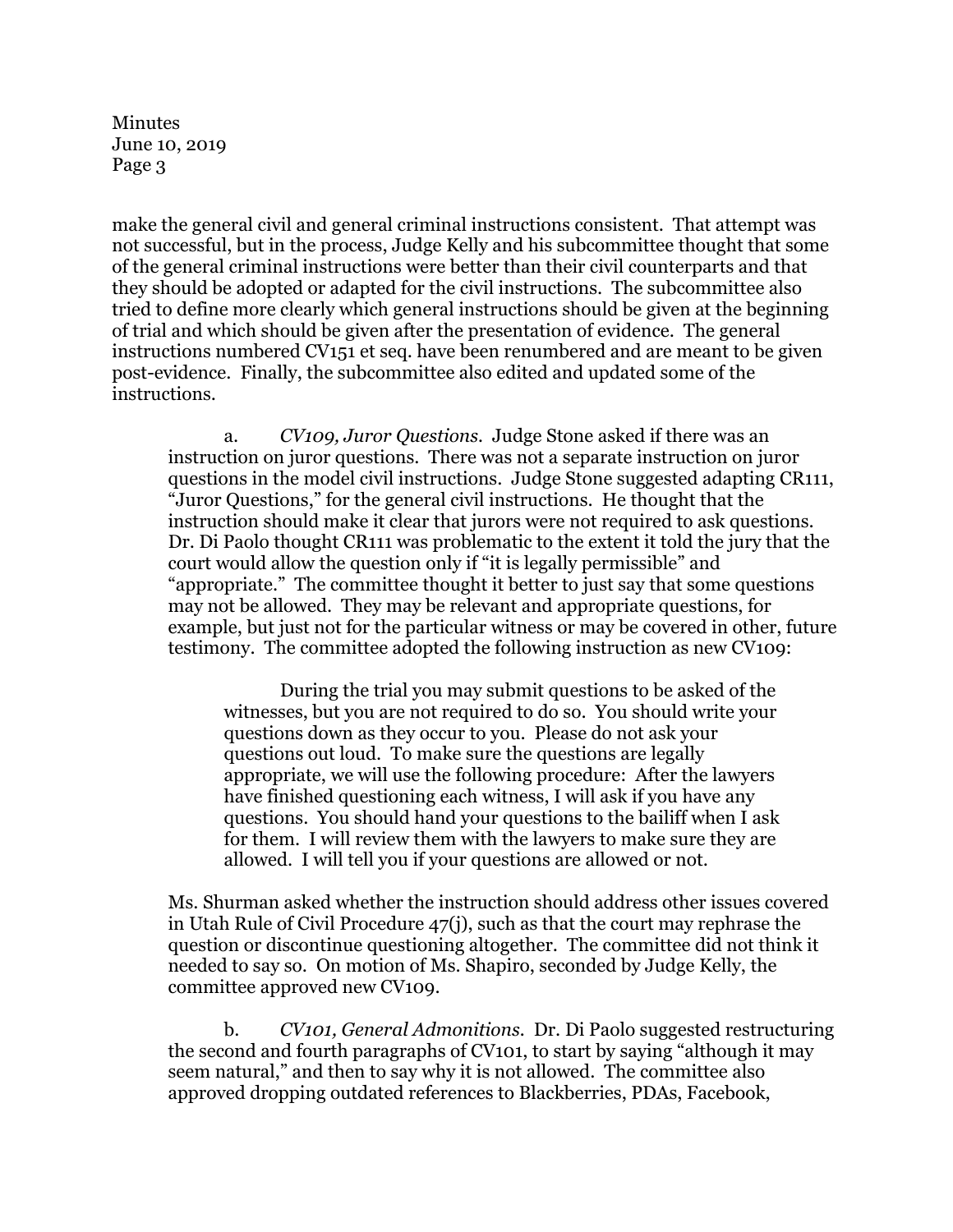make the general civil and general criminal instructions consistent. That attempt was not successful, but in the process, Judge Kelly and his subcommittee thought that some of the general criminal instructions were better than their civil counterparts and that they should be adopted or adapted for the civil instructions. The subcommittee also tried to define more clearly which general instructions should be given at the beginning of trial and which should be given after the presentation of evidence. The general instructions numbered CV151 et seq. have been renumbered and are meant to be given post-evidence. Finally, the subcommittee also edited and updated some of the instructions.

a. *CV109, Juror Questions*. Judge Stone asked if there was an instruction on juror questions. There was not a separate instruction on juror questions in the model civil instructions. Judge Stone suggested adapting CR111, "Juror Questions," for the general civil instructions. He thought that the instruction should make it clear that jurors were not required to ask questions. Dr. Di Paolo thought CR111 was problematic to the extent it told the jury that the court would allow the question only if "it is legally permissible" and "appropriate." The committee thought it better to just say that some questions may not be allowed. They may be relevant and appropriate questions, for example, but just not for the particular witness or may be covered in other, future testimony. The committee adopted the following instruction as new CV109:

> During the trial you may submit questions to be asked of the witnesses, but you are not required to do so. You should write your questions down as they occur to you. Please do not ask your questions out loud. To make sure the questions are legally appropriate, we will use the following procedure: After the lawyers have finished questioning each witness, I will ask if you have any questions. You should hand your questions to the bailiff when I ask for them. I will review them with the lawyers to make sure they are allowed. I will tell you if your questions are allowed or not.

Ms. Shurman asked whether the instruction should address other issues covered in Utah Rule of Civil Procedure 47(j), such as that the court may rephrase the question or discontinue questioning altogether. The committee did not think it needed to say so. On motion of Ms. Shapiro, seconded by Judge Kelly, the committee approved new CV109.

b. *CV101, General Admonitions*. Dr. Di Paolo suggested restructuring the second and fourth paragraphs of CV101, to start by saying "although it may seem natural," and then to say why it is not allowed. The committee also approved dropping outdated references to Blackberries, PDAs, Facebook,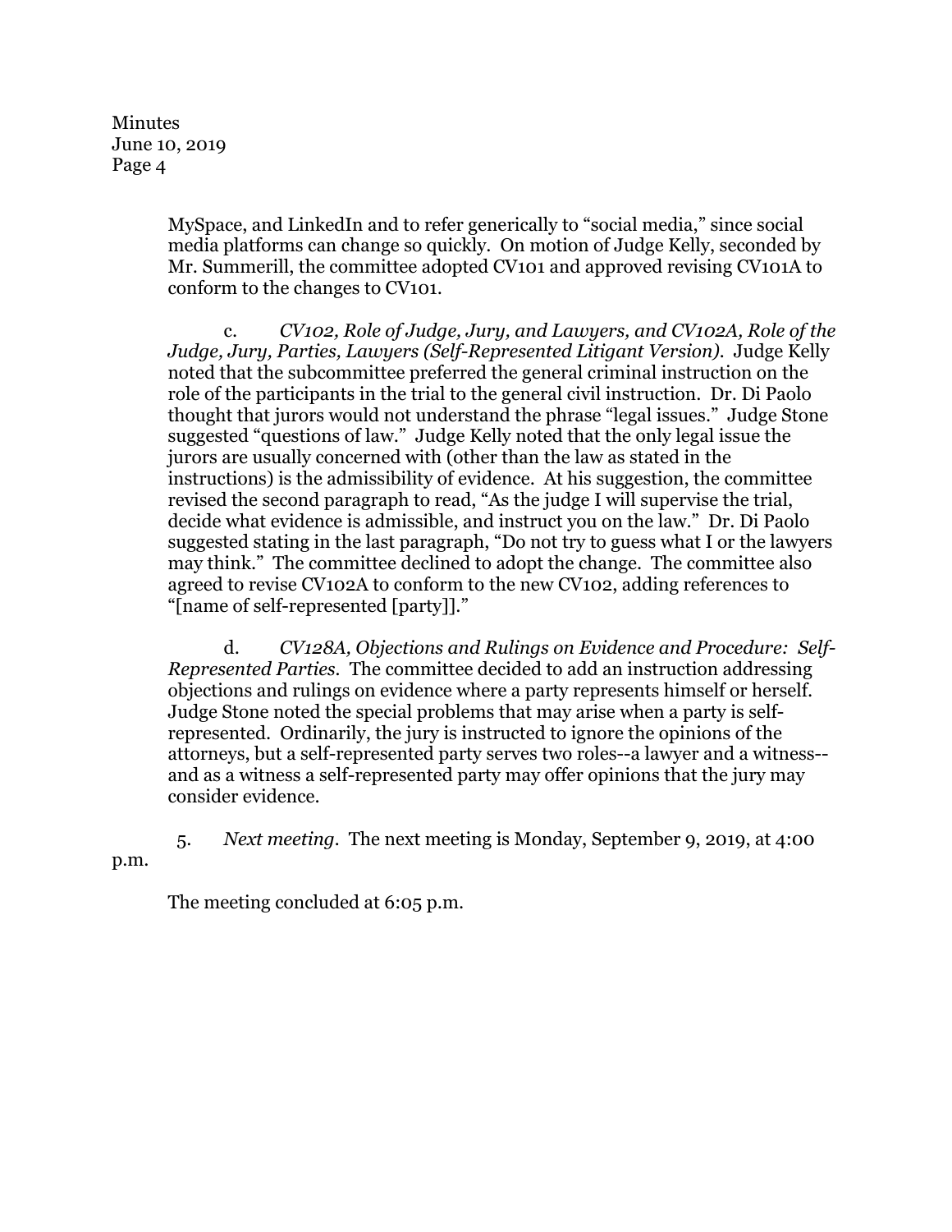MySpace, and LinkedIn and to refer generically to "social media," since social media platforms can change so quickly. On motion of Judge Kelly, seconded by Mr. Summerill, the committee adopted CV101 and approved revising CV101A to conform to the changes to CV101.

c. *CV102, Role of Judge, Jury, and Lawyers, and CV102A, Role of the Judge, Jury, Parties, Lawyers (Self-Represented Litigant Version).* Judge Kelly noted that the subcommittee preferred the general criminal instruction on the role of the participants in the trial to the general civil instruction. Dr. Di Paolo thought that jurors would not understand the phrase "legal issues." Judge Stone suggested "questions of law." Judge Kelly noted that the only legal issue the jurors are usually concerned with (other than the law as stated in the instructions) is the admissibility of evidence. At his suggestion, the committee revised the second paragraph to read, "As the judge I will supervise the trial, decide what evidence is admissible, and instruct you on the law." Dr. Di Paolo suggested stating in the last paragraph, "Do not try to guess what I or the lawyers may think." The committee declined to adopt the change. The committee also agreed to revise CV102A to conform to the new CV102, adding references to "[name of self-represented [party]]."

d. *CV128A, Objections and Rulings on Evidence and Procedure: Self-Represented Parties.* The committee decided to add an instruction addressing objections and rulings on evidence where a party represents himself or herself. Judge Stone noted the special problems that may arise when a party is self-represented. Ordinarily, the jury is instructed to ignore the opinions of the attorneys, but a self-represented party serves two roles--a lawyer and a witness--and as a witness a self-represented party may offer opinions that the jury may consider evidence.

5. *Next meeting.* The next meeting is Monday, September 9, 2019, at 4:00 p.m.

The meeting concluded at 6:05 p.m.